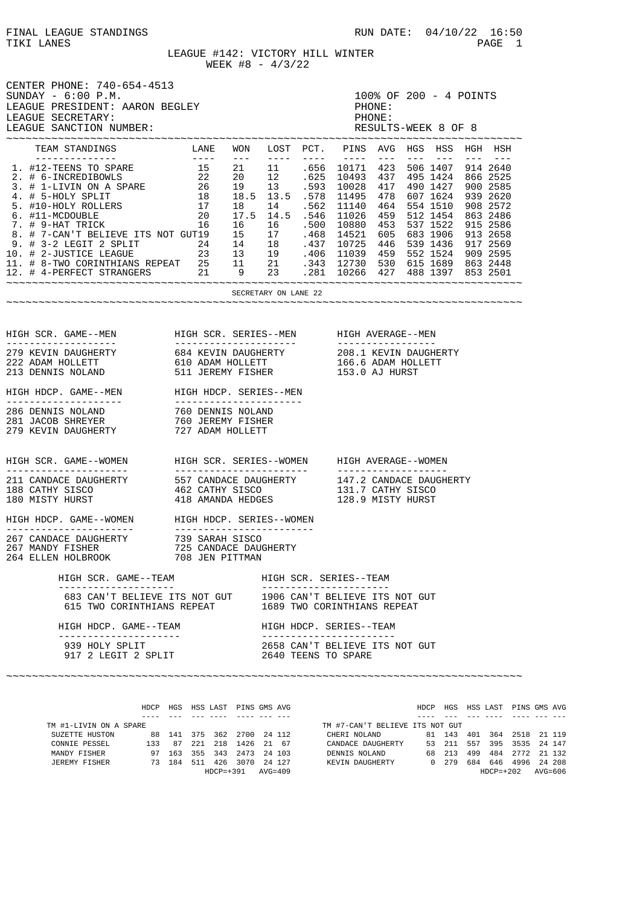FINAL LEAGUE STANDINGS — RUN DATE: 04/10/22 16:50

TIKI LANES

# LEAGUE #142: VICTORY HILL WINTER

WEEK #8 - 4/3/22

CENTER PHONE: 740-654-4513
SUNDAY - 6:00 P.M.
LEAGUE PRESIDENT: AARON BEGLEY — PHONE:
LEAGUE SECRETARY: — PHONE:
LEAGUE SANCTION NUMBER:

100% OF 200 - 4 POINTS
RESULTS-WEEK 8 OF 8

| TEAM STANDINGS | LANE | WON | LOST | PCT. | PINS | AVG | HGS | HSS | HGH | HSH |
|---|---|---|---|---|---|---|---|---|---|---|
| 1. #12-TEENS TO SPARE | 15 | 21 | 11 | .656 | 10171 | 423 | 506 | 1407 | 914 | 2640 |
| 2. # 6-INCREDIBOWLS | 22 | 20 | 12 | .625 | 10493 | 437 | 495 | 1424 | 866 | 2525 |
| 3. # 1-LIVIN ON A SPARE | 26 | 19 | 13 | .593 | 10028 | 417 | 490 | 1427 | 900 | 2585 |
| 4. # 5-HOLY SPLIT | 18 | 18.5 | 13.5 | .578 | 11495 | 478 | 607 | 1624 | 939 | 2620 |
| 5. #10-HOLY ROLLERS | 17 | 18 | 14 | .562 | 11140 | 464 | 554 | 1510 | 908 | 2572 |
| 6. #11-MCDOUBLE | 20 | 17.5 | 14.5 | .546 | 11026 | 459 | 512 | 1454 | 863 | 2486 |
| 7. # 9-HAT TRICK | 16 | 16 | 16 | .500 | 10880 | 453 | 537 | 1522 | 915 | 2586 |
| 8. # 7-CAN'T BELIEVE ITS NOT GUT | 19 | 15 | 17 | .468 | 14521 | 605 | 683 | 1906 | 913 | 2658 |
| 9. # 3-2 LEGIT 2 SPLIT | 24 | 14 | 18 | .437 | 10725 | 446 | 539 | 1436 | 917 | 2569 |
| 10. # 2-JUSTICE LEAGUE | 23 | 13 | 19 | .406 | 11039 | 459 | 552 | 1524 | 909 | 2595 |
| 11. # 8-TWO CORINTHIANS REPEAT | 25 | 11 | 21 | .343 | 12730 | 530 | 615 | 1689 | 863 | 2448 |
| 12. # 4-PERFECT STRANGERS | 21 | 9 | 23 | .281 | 10266 | 427 | 488 | 1397 | 853 | 2501 |

SECRETARY ON LANE 22

| HIGH SCR. GAME--MEN | HIGH SCR. SERIES--MEN | HIGH AVERAGE--MEN |
|---|---|---|
| 279 KEVIN DAUGHERTY | 684 KEVIN DAUGHERTY | 208.1 KEVIN DAUGHERTY |
| 222 ADAM HOLLETT | 610 ADAM HOLLETT | 166.6 ADAM HOLLETT |
| 213 DENNIS NOLAND | 511 JEREMY FISHER | 153.0 AJ HURST |

| HIGH HDCP. GAME--MEN | HIGH HDCP. SERIES--MEN |
|---|---|
| 286 DENNIS NOLAND | 760 DENNIS NOLAND |
| 281 JACOB SHREYER | 760 JEREMY FISHER |
| 279 KEVIN DAUGHERTY | 727 ADAM HOLLETT |

| HIGH SCR. GAME--WOMEN | HIGH SCR. SERIES--WOMEN | HIGH AVERAGE--WOMEN |
|---|---|---|
| 211 CANDACE DAUGHERTY | 557 CANDACE DAUGHERTY | 147.2 CANDACE DAUGHERTY |
| 188 CATHY SISCO | 462 CATHY SISCO | 131.7 CATHY SISCO |
| 180 MISTY HURST | 418 AMANDA HEDGES | 128.9 MISTY HURST |

| HIGH HDCP. GAME--WOMEN | HIGH HDCP. SERIES--WOMEN |
|---|---|
| 267 CANDACE DAUGHERTY | 739 SARAH SISCO |
| 267 MANDY FISHER | 725 CANDACE DAUGHERTY |
| 264 ELLEN HOLBROOK | 708 JEN PITTMAN |

| HIGH SCR. GAME--TEAM | HIGH SCR. SERIES--TEAM |
|---|---|
| 683 CAN'T BELIEVE ITS NOT GUT | 1906 CAN'T BELIEVE ITS NOT GUT |
| 615 TWO CORINTHIANS REPEAT | 1689 TWO CORINTHIANS REPEAT |

| HIGH HDCP. GAME--TEAM | HIGH HDCP. SERIES--TEAM |
|---|---|
| 939 HOLY SPLIT | 2658 CAN'T BELIEVE ITS NOT GUT |
| 917 2 LEGIT 2 SPLIT | 2640 TEENS TO SPARE |

| TM #1-LIVIN ON A SPARE | HDCP | HGS | HSS | LAST | PINS | GMS | AVG |
|---|---|---|---|---|---|---|---|
| SUZETTE HUSTON | 88 | 141 | 375 | 362 | 2700 | 24 | 112 |
| CONNIE PESSEL | 133 | 87 | 221 | 218 | 1426 | 21 | 67 |
| MANDY FISHER | 97 | 163 | 355 | 343 | 2473 | 24 | 103 |
| JEREMY FISHER | 73 | 184 | 511 | 426 | 3070 | 24 | 127 |
| | | | | HDCP=+391 | | | AVG=409 |

| TM #7-CAN'T BELIEVE ITS NOT GUT | HDCP | HGS | HSS | LAST | PINS | GMS | AVG |
|---|---|---|---|---|---|---|---|
| CHERI NOLAND | 81 | 143 | 401 | 364 | 2518 | 21 | 119 |
| CANDACE DAUGHERTY | 53 | 211 | 557 | 395 | 3535 | 24 | 147 |
| DENNIS NOLAND | 68 | 213 | 499 | 484 | 2772 | 21 | 132 |
| KEVIN DAUGHERTY | 0 | 279 | 684 | 646 | 4996 | 24 | 208 |
| | | | | HDCP=+202 | | | AVG=606 |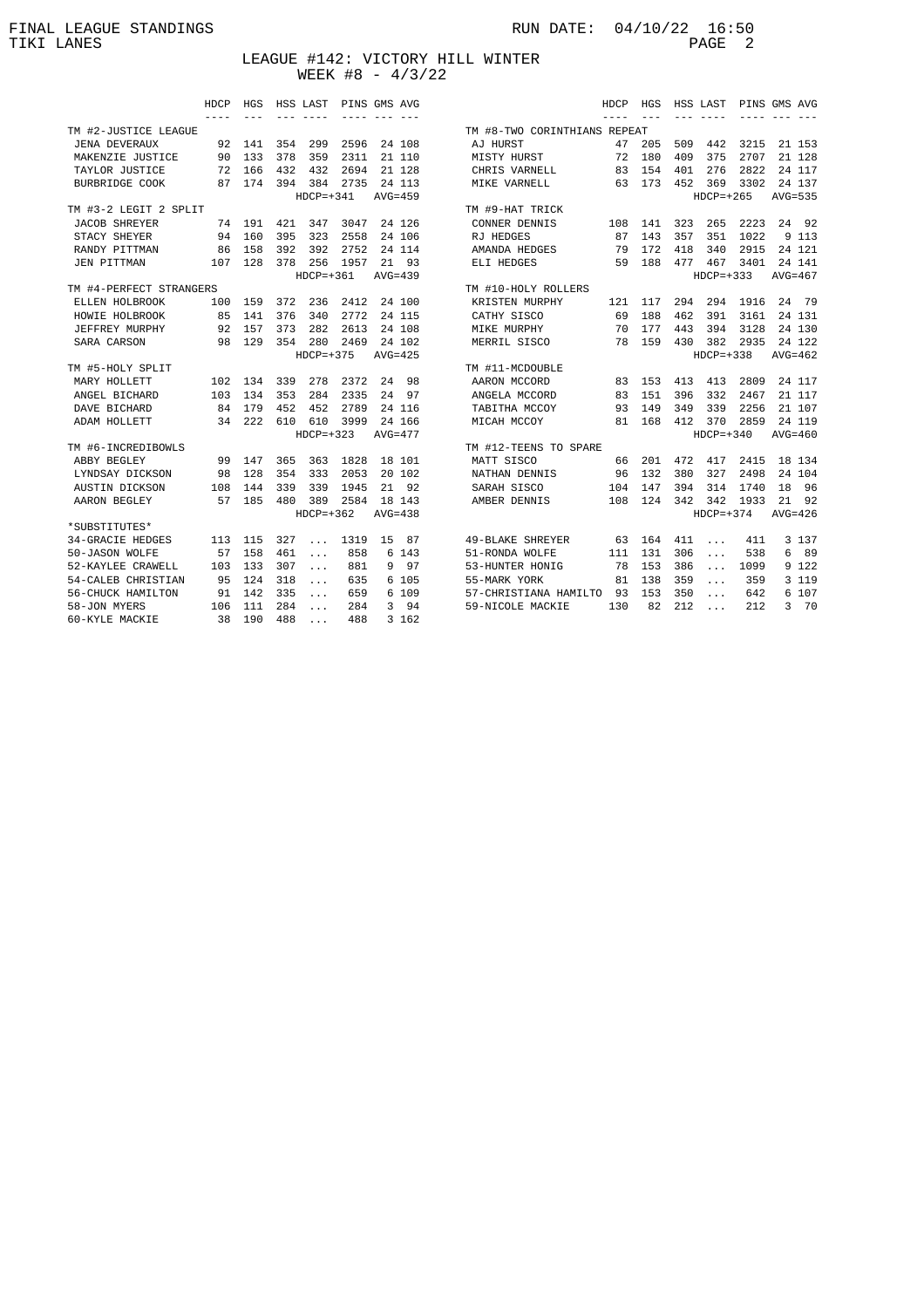FINAL LEAGUE STANDINGS

TIKI LANES

RUN DATE: 04/10/22 16:50

# LEAGUE #142: VICTORY HILL WINTER

## WEEK #8 - 4/3/22

| | HDCP | HGS | HSS | LAST | PINS | GMS | AVG |
|---|---|---|---|---|---|---|---|
| **TM #2-JUSTICE LEAGUE** | | | | | | | |
| JENA DEVERAUX | 92 | 141 | 354 | 299 | 2596 | 24 | 108 |
| MAKENZIE JUSTICE | 90 | 133 | 378 | 359 | 2311 | 21 | 110 |
| TAYLOR JUSTICE | 72 | 166 | 432 | 432 | 2694 | 21 | 128 |
| BURBRIDGE COOK | 87 | 174 | 394 | 384 | 2735 | 24 | 113 |
| | | | | HDCP=+341 | | AVG=459 | |
| **TM #3-2 LEGIT 2 SPLIT** | | | | | | | |
| JACOB SHEYER | 74 | 191 | 421 | 347 | 3047 | 24 | 126 |
| STACY SHEYER | 94 | 160 | 395 | 323 | 2558 | 24 | 106 |
| RANDY PITTMAN | 86 | 158 | 392 | 392 | 2752 | 24 | 114 |
| JEN PITTMAN | 107 | 128 | 378 | 256 | 1957 | 21 | 93 |
| | | | | HDCP=+361 | | AVG=439 | |
| **TM #4-PERFECT STRANGERS** | | | | | | | |
| ELLEN HOLBROOK | 100 | 159 | 372 | 236 | 2412 | 24 | 100 |
| HOWIE HOLBROOK | 85 | 141 | 376 | 340 | 2772 | 24 | 115 |
| JEFFREY MURPHY | 92 | 157 | 373 | 282 | 2613 | 24 | 108 |
| SARA CARSON | 98 | 129 | 354 | 280 | 2469 | 24 | 102 |
| | | | | HDCP=+375 | | AVG=425 | |
| **TM #5-HOLY SPLIT** | | | | | | | |
| MARY HOLLETT | 102 | 134 | 339 | 278 | 2372 | 24 | 98 |
| ANGEL BICHARD | 103 | 134 | 353 | 284 | 2335 | 24 | 97 |
| DAVE BICHARD | 84 | 179 | 452 | 452 | 2789 | 24 | 116 |
| ADAM HOLLETT | 34 | 222 | 610 | 610 | 3999 | 24 | 166 |
| | | | | HDCP=+323 | | AVG=477 | |
| **TM #6-INCREDIBOWLS** | | | | | | | |
| ABBY BEGLEY | 99 | 147 | 365 | 363 | 1828 | 18 | 101 |
| LYNDSAY DICKSON | 98 | 128 | 354 | 333 | 2053 | 20 | 102 |
| AUSTIN DICKSON | 108 | 144 | 339 | 339 | 1945 | 21 | 92 |
| AARON BEGLEY | 57 | 185 | 480 | 389 | 2584 | 18 | 143 |
| | | | | HDCP=+362 | | AVG=438 | |
| **TM #8-TWO CORINTHIANS REPEAT** | | | | | | | |
| AJ HURST | 47 | 205 | 509 | 442 | 3215 | 21 | 153 |
| MISTY HURST | 72 | 180 | 409 | 375 | 2707 | 21 | 128 |
| CHRIS VARNELL | 83 | 154 | 401 | 276 | 2822 | 24 | 117 |
| MIKE VARNELL | 63 | 173 | 452 | 369 | 3302 | 24 | 137 |
| | | | | HDCP=+265 | | AVG=535 | |
| **TM #9-HAT TRICK** | | | | | | | |
| CONNER DENNIS | 108 | 141 | 323 | 265 | 2223 | 24 | 92 |
| RJ HEDGES | 87 | 143 | 357 | 351 | 1022 | 9 | 113 |
| AMANDA HEDGES | 79 | 172 | 418 | 340 | 2915 | 24 | 121 |
| ELI HEDGES | 59 | 188 | 477 | 467 | 3401 | 24 | 141 |
| | | | | HDCP=+333 | | AVG=467 | |
| **TM #10-HOLY ROLLERS** | | | | | | | |
| KRISTEN MURPHY | 121 | 117 | 294 | 294 | 1916 | 24 | 79 |
| CATHY SISCO | 69 | 188 | 462 | 391 | 3161 | 24 | 131 |
| MIKE MURPHY | 70 | 177 | 443 | 394 | 3128 | 24 | 130 |
| MERRIL SISCO | 78 | 159 | 430 | 382 | 2935 | 24 | 122 |
| | | | | HDCP=+338 | | AVG=462 | |
| **TM #11-MCDOUBLE** | | | | | | | |
| AARON MCCORD | 83 | 153 | 413 | 413 | 2809 | 24 | 117 |
| ANGELA MCCORD | 83 | 151 | 396 | 332 | 2467 | 21 | 117 |
| TABITHA MCCOY | 93 | 149 | 349 | 339 | 2256 | 21 | 107 |
| MICAH MCCOY | 81 | 168 | 412 | 370 | 2859 | 24 | 119 |
| | | | | HDCP=+340 | | AVG=460 | |
| **TM #12-TEENS TO SPARE** | | | | | | | |
| MATT SISCO | 66 | 201 | 472 | 417 | 2415 | 18 | 134 |
| NATHAN DENNIS | 96 | 132 | 380 | 327 | 2498 | 24 | 104 |
| SARAH SISCO | 104 | 147 | 394 | 314 | 1740 | 18 | 96 |
| AMBER DENNIS | 108 | 124 | 342 | 342 | 1933 | 21 | 92 |
| | | | | HDCP=+374 | | AVG=426 | |

**\*SUBSTITUTES\***

| | HDCP | HGS | HSS | LAST | PINS | GMS | AVG |
|---|---|---|---|---|---|---|---|
| 34-GRACIE HEDGES | 113 | 115 | 327 | ... | 1319 | 15 | 87 |
| 50-JASON WOLFE | 57 | 158 | 461 | ... | 858 | 6 | 143 |
| 52-KAYLEE CRAWELL | 103 | 133 | 307 | ... | 881 | 9 | 97 |
| 54-CALEB CHRISTIAN | 95 | 124 | 318 | ... | 635 | 6 | 105 |
| 56-CHUCK HAMILTON | 91 | 142 | 335 | ... | 659 | 6 | 109 |
| 58-JON MYERS | 106 | 111 | 284 | ... | 284 | 3 | 94 |
| 60-KYLE MACKIE | 38 | 190 | 488 | ... | 488 | 3 | 162 |
| 49-BLAKE SHREYER | 63 | 164 | 411 | ... | 411 | 3 | 137 |
| 51-RONDA WOLFE | 111 | 131 | 306 | ... | 538 | 6 | 89 |
| 53-HUNTER HONIG | 78 | 153 | 386 | ... | 1099 | 9 | 122 |
| 55-MARK YORK | 81 | 138 | 359 | ... | 359 | 3 | 119 |
| 57-CHRISTIANA HAMILTO | 93 | 153 | 350 | ... | 642 | 6 | 107 |
| 59-NICOLE MACKIE | 130 | 82 | 212 | ... | 212 | 3 | 70 |